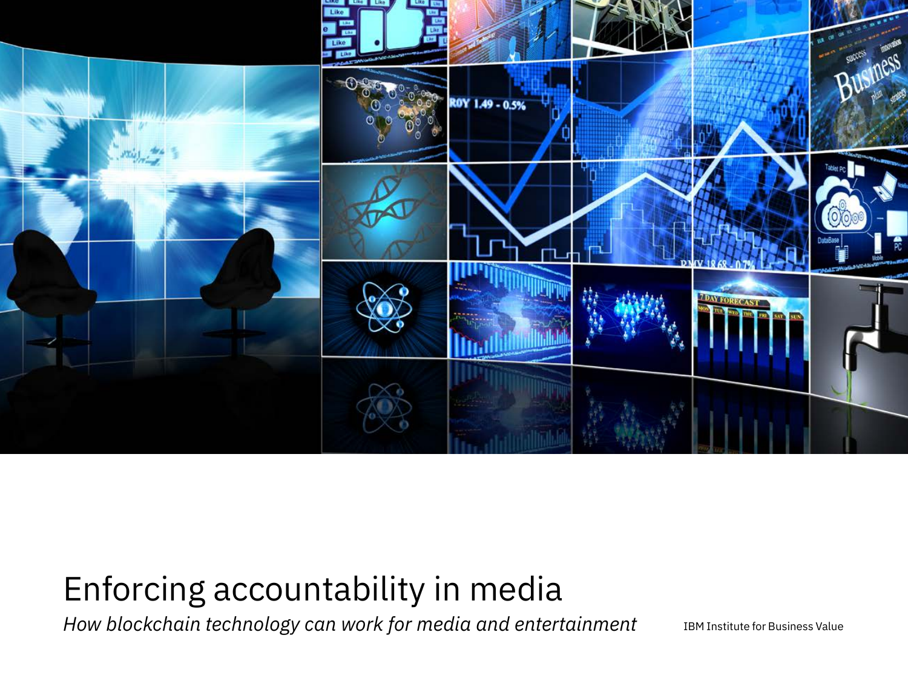# Enforcing accountability in media

*How blockchain technology can work for media and entertainment*

IBM Institute for Business Value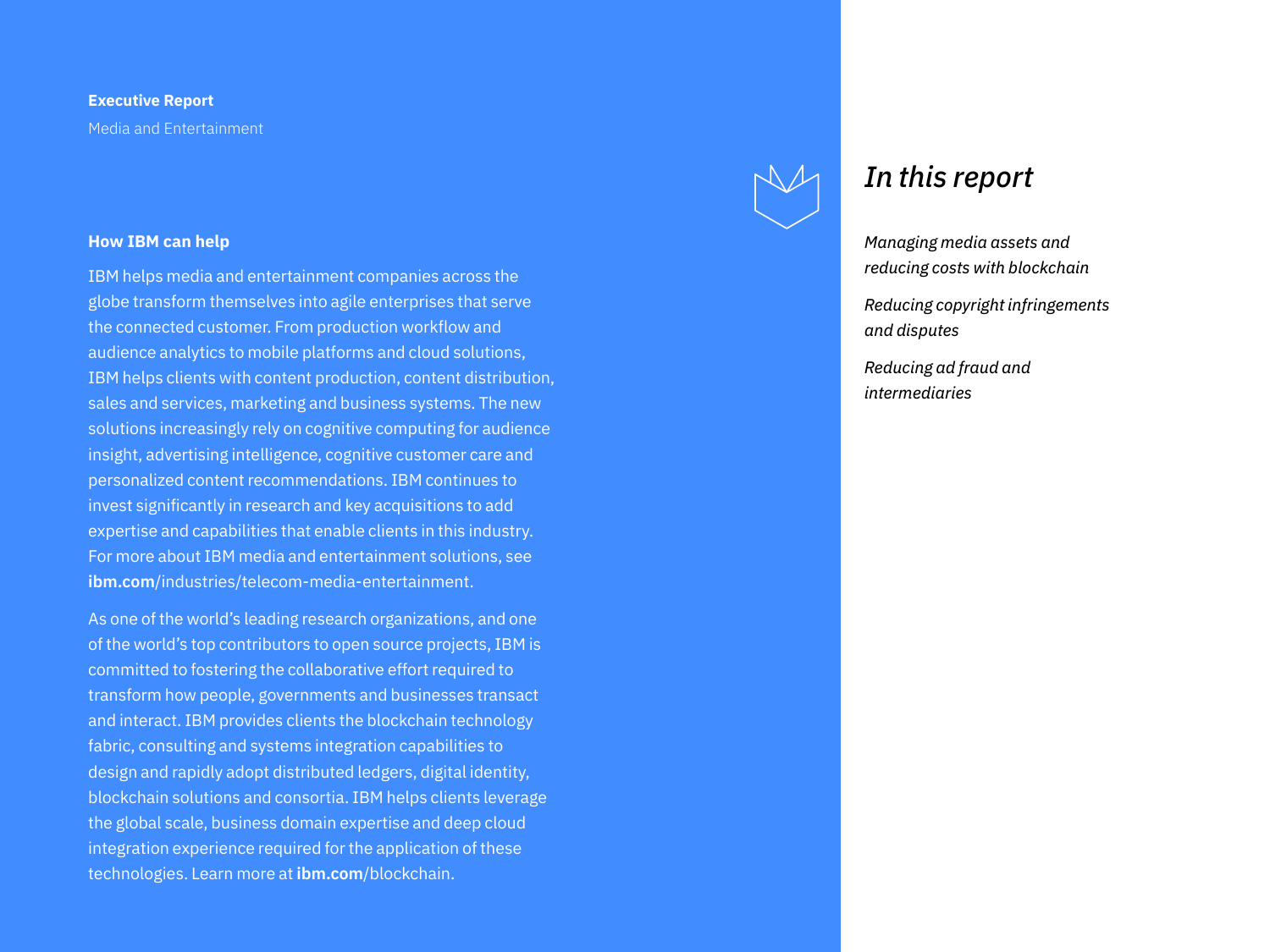**Executive Report**

Media and Entertainment

## How IBM can help

IBM helps media and entertainment companies across the globe transform themselves into agile enterprises that serve the connected customer. From production workflow and audience analytics to mobile platforms and cloud solutions, IBM helps clients with content production, content distribution, sales and services, marketing and business systems. The new solutions increasingly rely on cognitive computing for audience insight, advertising intelligence, cognitive customer care and personalized content recommendations. IBM continues to invest significantly in research and key acquisitions to add expertise and capabilities that enable clients in this industry. For more about IBM media and entertainment solutions, see **ibm.com**/industries/telecom-media-entertainment.

As one of the world's leading research organizations, and one of the world's top contributors to open source projects, IBM is committed to fostering the collaborative effort required to transform how people, governments and businesses transact and interact. IBM provides clients the blockchain technology fabric, consulting and systems integration capabilities to design and rapidly adopt distributed ledgers, digital identity, blockchain solutions and consortia. IBM helps clients leverage the global scale, business domain expertise and deep cloud integration experience required for the application of these technologies. Learn more at **ibm.com**/blockchain.

## *In this report*

*Managing media assets and reducing costs with blockchain*

*Reducing copyright infringements and disputes*

*Reducing ad fraud and intermediaries*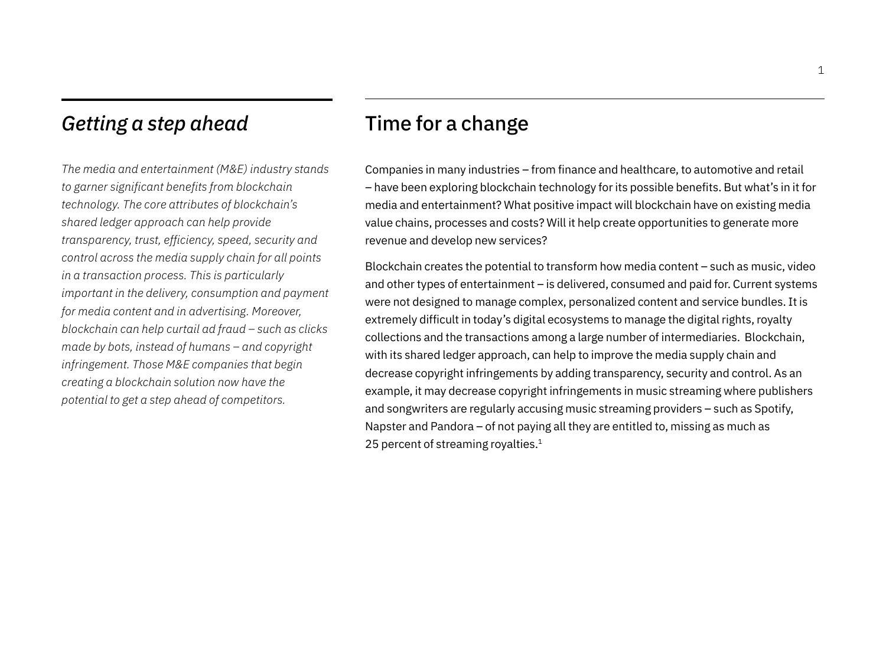## *Getting a step ahead*

*The media and entertainment (M&E) industry stands to garner significant benefits from blockchain technology. The core attributes of blockchain's shared ledger approach can help provide transparency, trust, efficiency, speed, security and control across the media supply chain for all points in a transaction process. This is particularly important in the delivery, consumption and payment for media content and in advertising. Moreover, blockchain can help curtail ad fraud – such as clicks made by bots, instead of humans – and copyright infringement. Those M&E companies that begin creating a blockchain solution now have the potential to get a step ahead of competitors.*

## Time for a change

Companies in many industries – from finance and healthcare, to automotive and retail – have been exploring blockchain technology for its possible benefits. But what's in it for media and entertainment? What positive impact will blockchain have on existing media value chains, processes and costs? Will it help create opportunities to generate more revenue and develop new services?

Blockchain creates the potential to transform how media content – such as music, video and other types of entertainment – is delivered, consumed and paid for. Current systems were not designed to manage complex, personalized content and service bundles. It is extremely difficult in today's digital ecosystems to manage the digital rights, royalty collections and the transactions among a large number of intermediaries. Blockchain, with its shared ledger approach, can help to improve the media supply chain and decrease copyright infringements by adding transparency, security and control. As an example, it may decrease copyright infringements in music streaming where publishers and songwriters are regularly accusing music streaming providers – such as Spotify, Napster and Pandora – of not paying all they are entitled to, missing as much as 25 percent of streaming royalties.[1]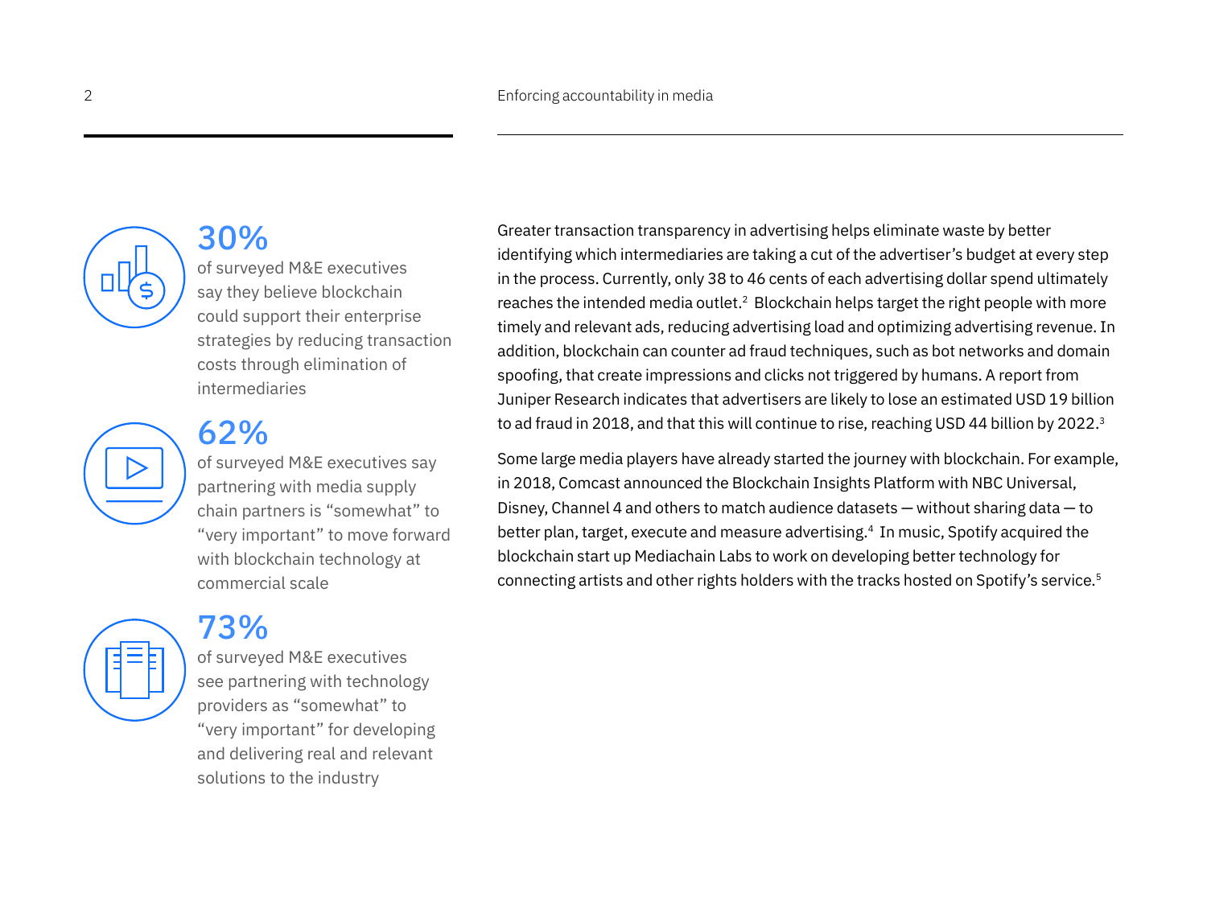**30%**

of surveyed M&E executives say they believe blockchain could support their enterprise strategies by reducing transaction costs through elimination of intermediaries

**62%**

of surveyed M&E executives say partnering with media supply chain partners is “somewhat” to “very important” to move forward with blockchain technology at commercial scale

**73%**

of surveyed M&E executives see partnering with technology providers as “somewhat” to “very important” for developing and delivering real and relevant solutions to the industry

Greater transaction transparency in advertising helps eliminate waste by better identifying which intermediaries are taking a cut of the advertiser’s budget at every step in the process. Currently, only 38 to 46 cents of each advertising dollar spend ultimately reaches the intended media outlet.[2] Blockchain helps target the right people with more timely and relevant ads, reducing advertising load and optimizing advertising revenue. In addition, blockchain can counter ad fraud techniques, such as bot networks and domain spoofing, that create impressions and clicks not triggered by humans. A report from Juniper Research indicates that advertisers are likely to lose an estimated USD 19 billion to ad fraud in 2018, and that this will continue to rise, reaching USD 44 billion by 2022.[3]

Some large media players have already started the journey with blockchain. For example, in 2018, Comcast announced the Blockchain Insights Platform with NBC Universal, Disney, Channel 4 and others to match audience datasets — without sharing data — to better plan, target, execute and measure advertising.[4] In music, Spotify acquired the blockchain start up Mediachain Labs to work on developing better technology for connecting artists and other rights holders with the tracks hosted on Spotify’s service.[5]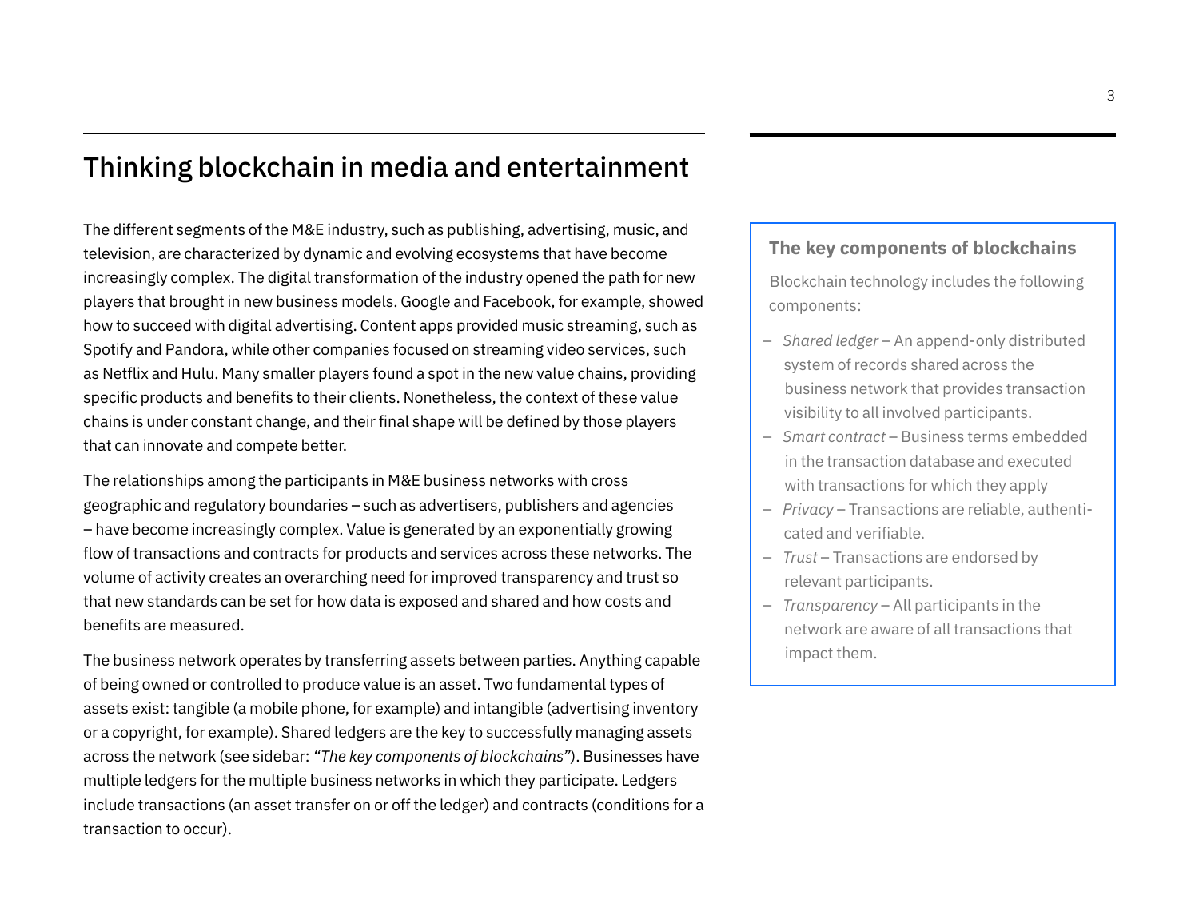## Thinking blockchain in media and entertainment

The different segments of the M&E industry, such as publishing, advertising, music, and television, are characterized by dynamic and evolving ecosystems that have become increasingly complex. The digital transformation of the industry opened the path for new players that brought in new business models. Google and Facebook, for example, showed how to succeed with digital advertising. Content apps provided music streaming, such as Spotify and Pandora, while other companies focused on streaming video services, such as Netflix and Hulu. Many smaller players found a spot in the new value chains, providing specific products and benefits to their clients. Nonetheless, the context of these value chains is under constant change, and their final shape will be defined by those players that can innovate and compete better.

The relationships among the participants in M&E business networks with cross geographic and regulatory boundaries – such as advertisers, publishers and agencies – have become increasingly complex. Value is generated by an exponentially growing flow of transactions and contracts for products and services across these networks. The volume of activity creates an overarching need for improved transparency and trust so that new standards can be set for how data is exposed and shared and how costs and benefits are measured.

The business network operates by transferring assets between parties. Anything capable of being owned or controlled to produce value is an asset. Two fundamental types of assets exist: tangible (a mobile phone, for example) and intangible (advertising inventory or a copyright, for example). Shared ledgers are the key to successfully managing assets across the network (see sidebar: *"The key components of blockchains"*). Businesses have multiple ledgers for the multiple business networks in which they participate. Ledgers include transactions (an asset transfer on or off the ledger) and contracts (conditions for a transaction to occur).

### The key components of blockchains

Blockchain technology includes the following components:

- *Shared ledger* – An append-only distributed system of records shared across the business network that provides transaction visibility to all involved participants.
- *Smart contract* – Business terms embedded in the transaction database and executed with transactions for which they apply
- *Privacy* – Transactions are reliable, authenticated and verifiable.
- *Trust* – Transactions are endorsed by relevant participants.
- *Transparency* – All participants in the network are aware of all transactions that impact them.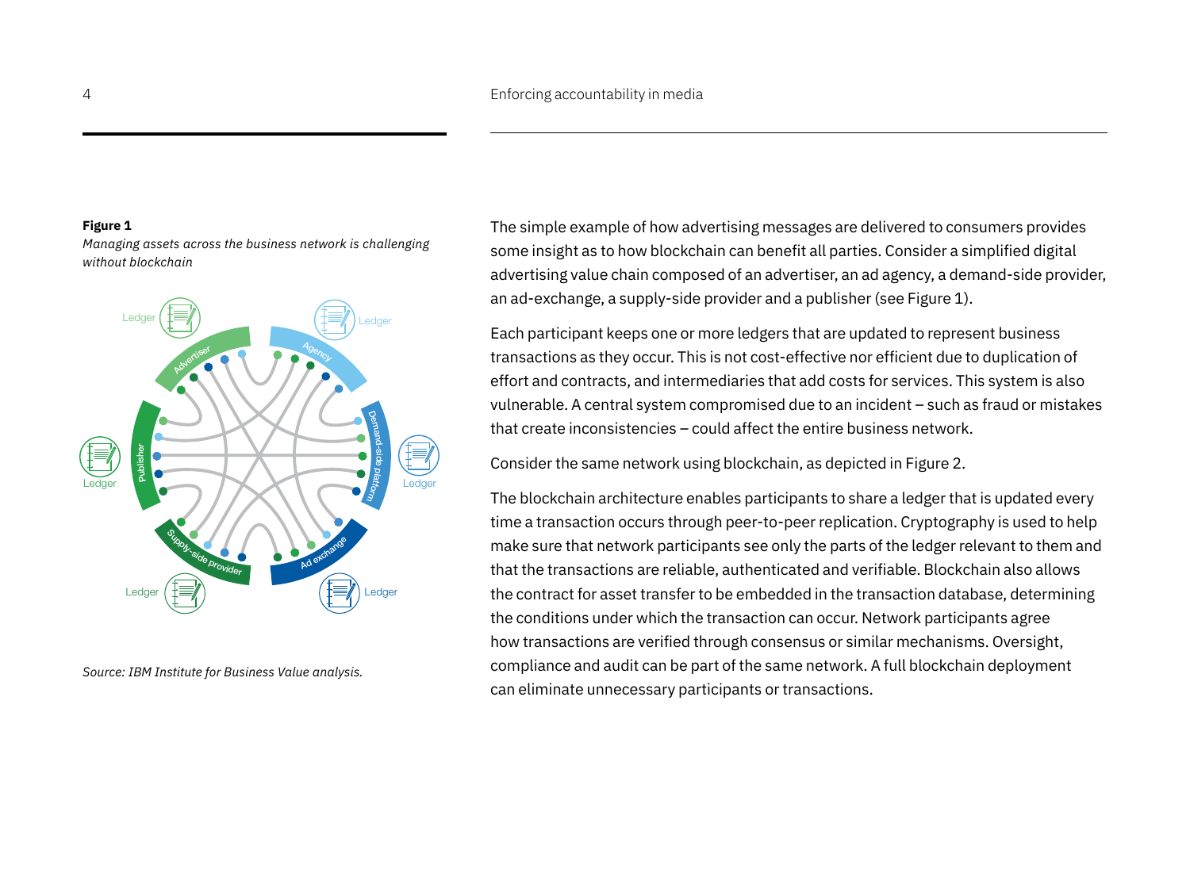**Figure 1**

*Managing assets across the business network is challenging without blockchain*

*Source: IBM Institute for Business Value analysis.*

The simple example of how advertising messages are delivered to consumers provides some insight as to how blockchain can benefit all parties. Consider a simplified digital advertising value chain composed of an advertiser, an ad agency, a demand-side provider, an ad-exchange, a supply-side provider and a publisher (see Figure 1).

Each participant keeps one or more ledgers that are updated to represent business transactions as they occur. This is not cost-effective nor efficient due to duplication of effort and contracts, and intermediaries that add costs for services. This system is also vulnerable. A central system compromised due to an incident – such as fraud or mistakes that create inconsistencies – could affect the entire business network.

Consider the same network using blockchain, as depicted in Figure 2.

The blockchain architecture enables participants to share a ledger that is updated every time a transaction occurs through peer-to-peer replication. Cryptography is used to help make sure that network participants see only the parts of the ledger relevant to them and that the transactions are reliable, authenticated and verifiable. Blockchain also allows the contract for asset transfer to be embedded in the transaction database, determining the conditions under which the transaction can occur. Network participants agree how transactions are verified through consensus or similar mechanisms. Oversight, compliance and audit can be part of the same network. A full blockchain deployment can eliminate unnecessary participants or transactions.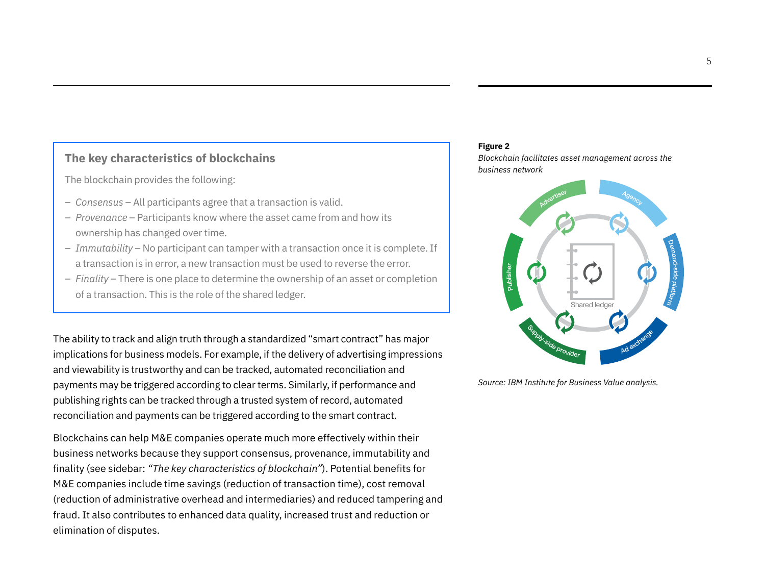### The key characteristics of blockchains

The blockchain provides the following:

- *Consensus* – All participants agree that a transaction is valid.
- *Provenance* – Participants know where the asset came from and how its ownership has changed over time.
- *Immutability* – No participant can tamper with a transaction once it is complete. If a transaction is in error, a new transaction must be used to reverse the error.
- *Finality* – There is one place to determine the ownership of an asset or completion of a transaction. This is the role of the shared ledger.

The ability to track and align truth through a standardized "smart contract" has major implications for business models. For example, if the delivery of advertising impressions and viewability is trustworthy and can be tracked, automated reconciliation and payments may be triggered according to clear terms. Similarly, if performance and publishing rights can be tracked through a trusted system of record, automated reconciliation and payments can be triggered according to the smart contract.

Blockchains can help M&E companies operate much more effectively within their business networks because they support consensus, provenance, immutability and finality (see sidebar: *"The key characteristics of blockchain"*). Potential benefits for M&E companies include time savings (reduction of transaction time), cost removal (reduction of administrative overhead and intermediaries) and reduced tampering and fraud. It also contributes to enhanced data quality, increased trust and reduction or elimination of disputes.

**Figure 2**

*Blockchain facilitates asset management across the business network*

Advertiser, Agency, Demand-side platform, Ad exchange, Supply-side provider, Publisher, Shared ledger

*Source: IBM Institute for Business Value analysis.*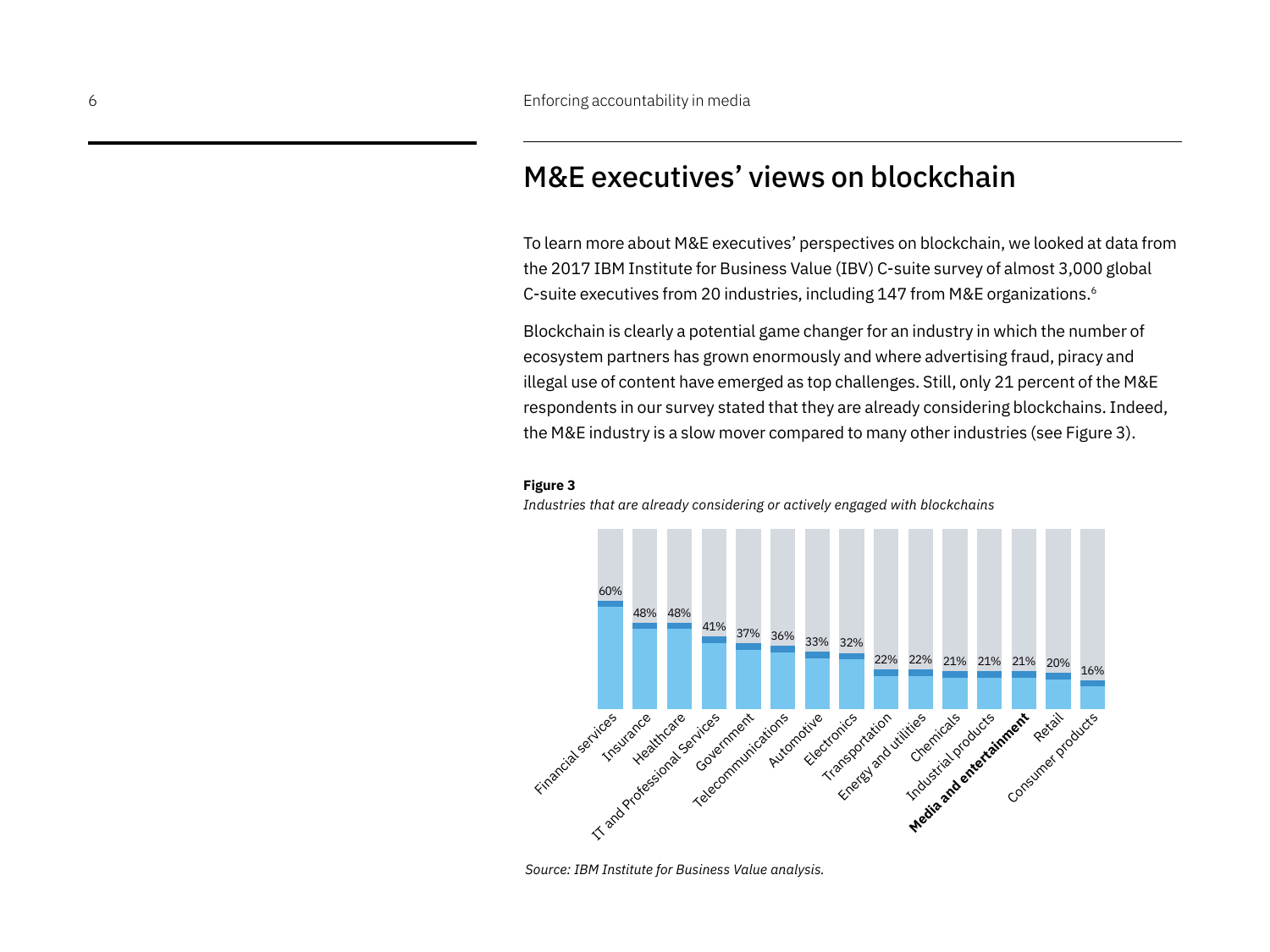## M&E executives' views on blockchain

To learn more about M&E executives' perspectives on blockchain, we looked at data from the 2017 IBM Institute for Business Value (IBV) C-suite survey of almost 3,000 global C-suite executives from 20 industries, including 147 from M&E organizations.[6]

Blockchain is clearly a potential game changer for an industry in which the number of ecosystem partners has grown enormously and where advertising fraud, piracy and illegal use of content have emerged as top challenges. Still, only 21 percent of the M&E respondents in our survey stated that they are already considering blockchains. Indeed, the M&E industry is a slow mover compared to many other industries (see Figure 3).

**Figure 3**

*Industries that are already considering or actively engaged with blockchains*

| Industry | Percent |
|---|---|
| Financial services | 60% |
| Insurance | 48% |
| Healthcare | 48% |
| IT and Professional Services | 41% |
| Government | 37% |
| Telecommunications | 36% |
| Automotive | 33% |
| Electronics | 32% |
| Transportation | 22% |
| Energy and utilities | 22% |
| Chemicals | 21% |
| Industrial products | 21% |
| **Media and entertainment** | 21% |
| Retail | 20% |
| Consumer products | 16% |

*Source: IBM Institute for Business Value analysis.*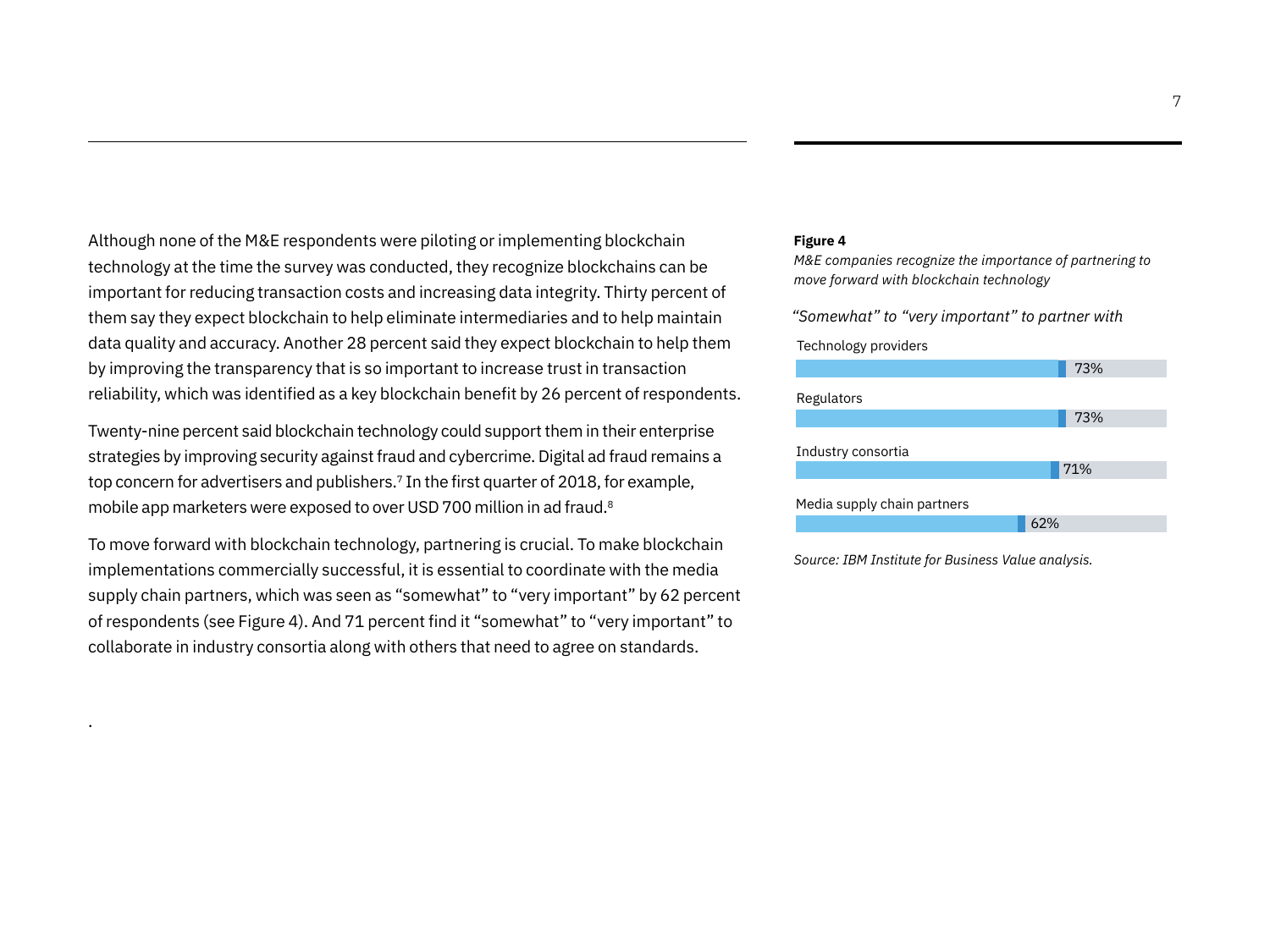Although none of the M&E respondents were piloting or implementing blockchain technology at the time the survey was conducted, they recognize blockchains can be important for reducing transaction costs and increasing data integrity. Thirty percent of them say they expect blockchain to help eliminate intermediaries and to help maintain data quality and accuracy. Another 28 percent said they expect blockchain to help them by improving the transparency that is so important to increase trust in transaction reliability, which was identified as a key blockchain benefit by 26 percent of respondents.

Twenty-nine percent said blockchain technology could support them in their enterprise strategies by improving security against fraud and cybercrime. Digital ad fraud remains a top concern for advertisers and publishers.[7] In the first quarter of 2018, for example, mobile app marketers were exposed to over USD 700 million in ad fraud.[8]

To move forward with blockchain technology, partnering is crucial. To make blockchain implementations commercially successful, it is essential to coordinate with the media supply chain partners, which was seen as "somewhat" to "very important" by 62 percent of respondents (see Figure 4). And 71 percent find it "somewhat" to "very important" to collaborate in industry consortia along with others that need to agree on standards.

**Figure 4**

*M&E companies recognize the importance of partnering to move forward with blockchain technology*

*"Somewhat" to "very important" to partner with*

| Partner | Percentage |
|---|---|
| Technology providers | 73% |
| Regulators | 73% |
| Industry consortia | 71% |
| Media supply chain partners | 62% |

*Source: IBM Institute for Business Value analysis.*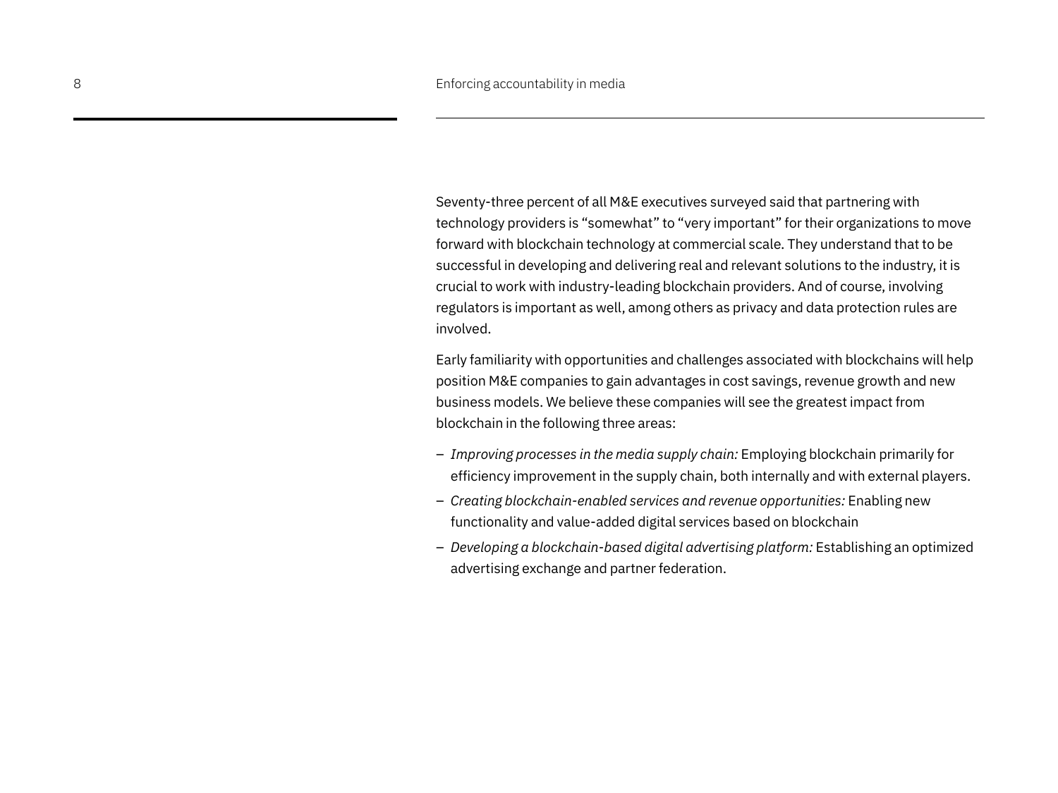Seventy-three percent of all M&E executives surveyed said that partnering with technology providers is “somewhat” to “very important” for their organizations to move forward with blockchain technology at commercial scale. They understand that to be successful in developing and delivering real and relevant solutions to the industry, it is crucial to work with industry-leading blockchain providers. And of course, involving regulators is important as well, among others as privacy and data protection rules are involved.

Early familiarity with opportunities and challenges associated with blockchains will help position M&E companies to gain advantages in cost savings, revenue growth and new business models. We believe these companies will see the greatest impact from blockchain in the following three areas:

- *Improving processes in the media supply chain:* Employing blockchain primarily for efficiency improvement in the supply chain, both internally and with external players.
- *Creating blockchain-enabled services and revenue opportunities:* Enabling new functionality and value-added digital services based on blockchain
- *Developing a blockchain-based digital advertising platform:* Establishing an optimized advertising exchange and partner federation.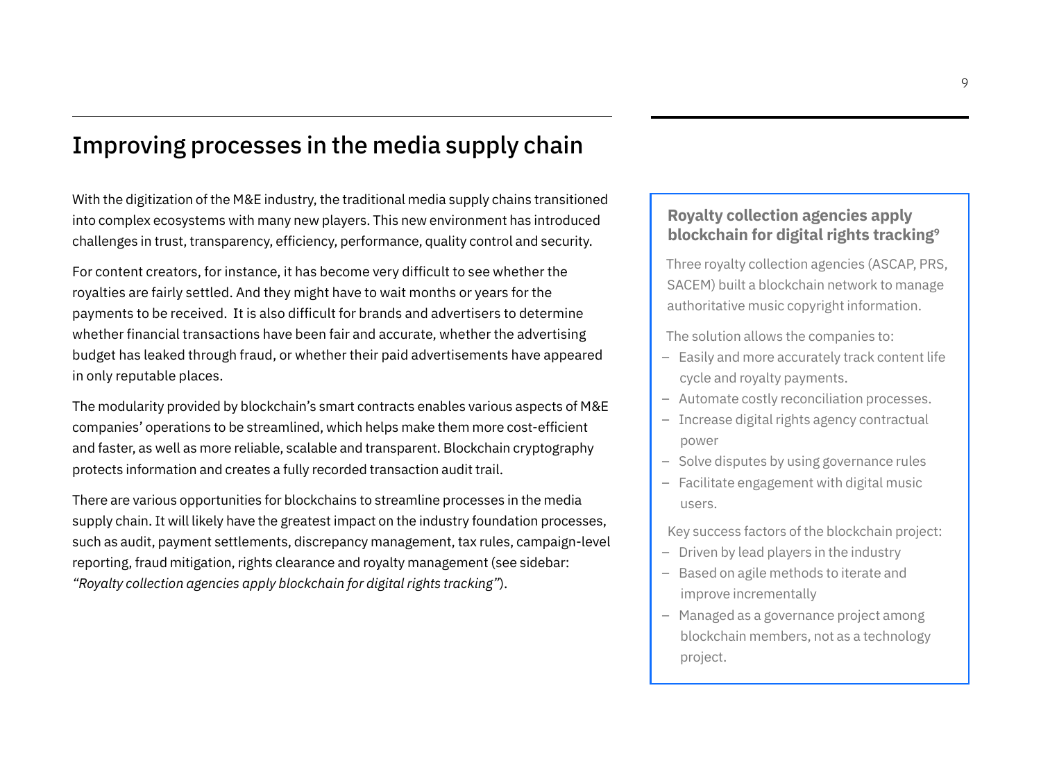## Improving processes in the media supply chain

With the digitization of the M&E industry, the traditional media supply chains transitioned into complex ecosystems with many new players. This new environment has introduced challenges in trust, transparency, efficiency, performance, quality control and security.

For content creators, for instance, it has become very difficult to see whether the royalties are fairly settled. And they might have to wait months or years for the payments to be received. It is also difficult for brands and advertisers to determine whether financial transactions have been fair and accurate, whether the advertising budget has leaked through fraud, or whether their paid advertisements have appeared in only reputable places.

The modularity provided by blockchain's smart contracts enables various aspects of M&E companies' operations to be streamlined, which helps make them more cost-efficient and faster, as well as more reliable, scalable and transparent. Blockchain cryptography protects information and creates a fully recorded transaction audit trail.

There are various opportunities for blockchains to streamline processes in the media supply chain. It will likely have the greatest impact on the industry foundation processes, such as audit, payment settlements, discrepancy management, tax rules, campaign-level reporting, fraud mitigation, rights clearance and royalty management (see sidebar: *"Royalty collection agencies apply blockchain for digital rights tracking"*).

### Royalty collection agencies apply blockchain for digital rights tracking[9]

Three royalty collection agencies (ASCAP, PRS, SACEM) built a blockchain network to manage authoritative music copyright information.

The solution allows the companies to:

- Easily and more accurately track content life cycle and royalty payments.
- Automate costly reconciliation processes.
- Increase digital rights agency contractual power
- Solve disputes by using governance rules
- Facilitate engagement with digital music users.

Key success factors of the blockchain project:

- Driven by lead players in the industry
- Based on agile methods to iterate and improve incrementally
- Managed as a governance project among blockchain members, not as a technology project.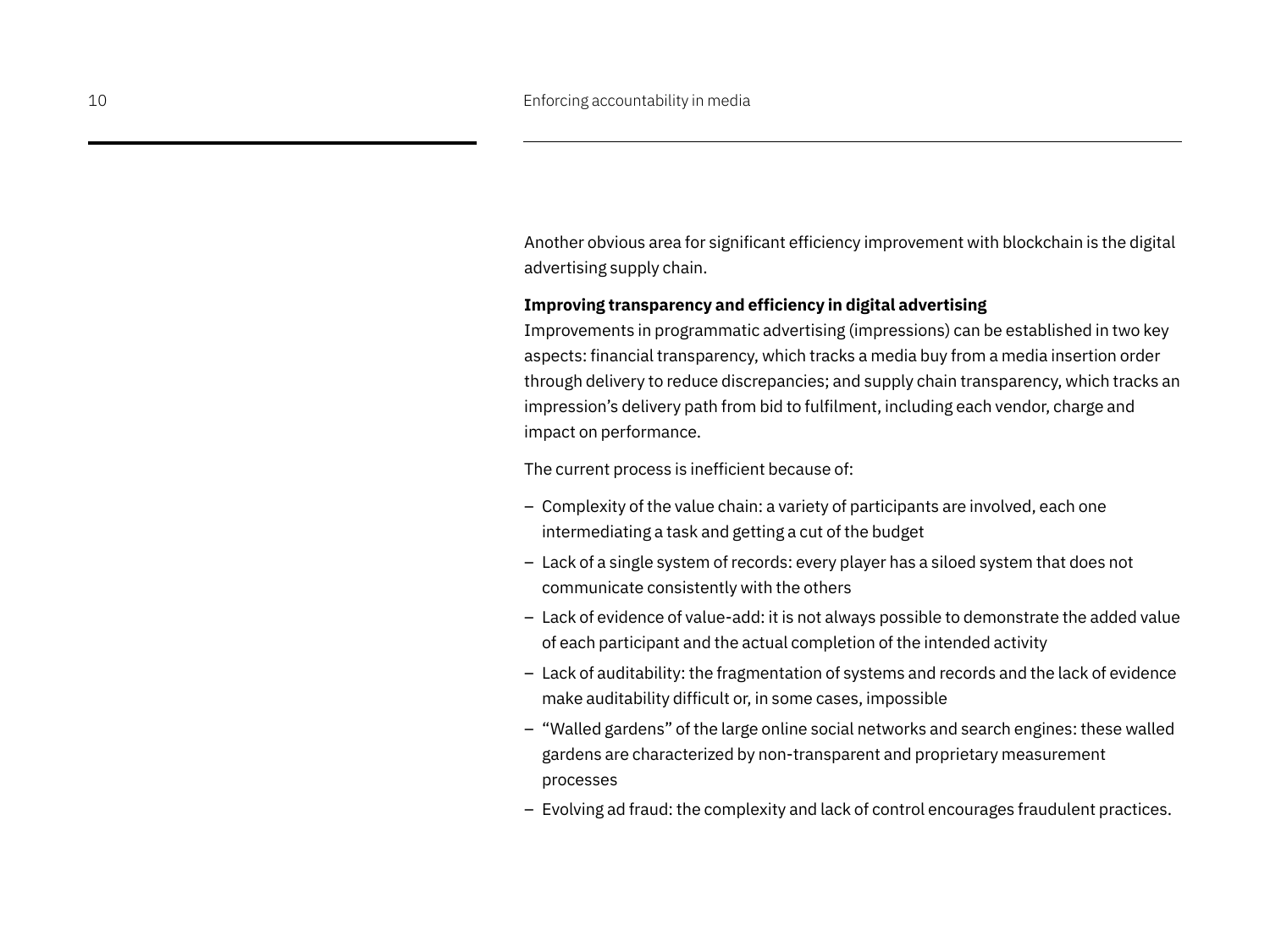Another obvious area for significant efficiency improvement with blockchain is the digital advertising supply chain.

**Improving transparency and efficiency in digital advertising**

Improvements in programmatic advertising (impressions) can be established in two key aspects: financial transparency, which tracks a media buy from a media insertion order through delivery to reduce discrepancies; and supply chain transparency, which tracks an impression's delivery path from bid to fulfilment, including each vendor, charge and impact on performance.

The current process is inefficient because of:

- Complexity of the value chain: a variety of participants are involved, each one intermediating a task and getting a cut of the budget
- Lack of a single system of records: every player has a siloed system that does not communicate consistently with the others
- Lack of evidence of value-add: it is not always possible to demonstrate the added value of each participant and the actual completion of the intended activity
- Lack of auditability: the fragmentation of systems and records and the lack of evidence make auditability difficult or, in some cases, impossible
- "Walled gardens" of the large online social networks and search engines: these walled gardens are characterized by non-transparent and proprietary measurement processes
- Evolving ad fraud: the complexity and lack of control encourages fraudulent practices.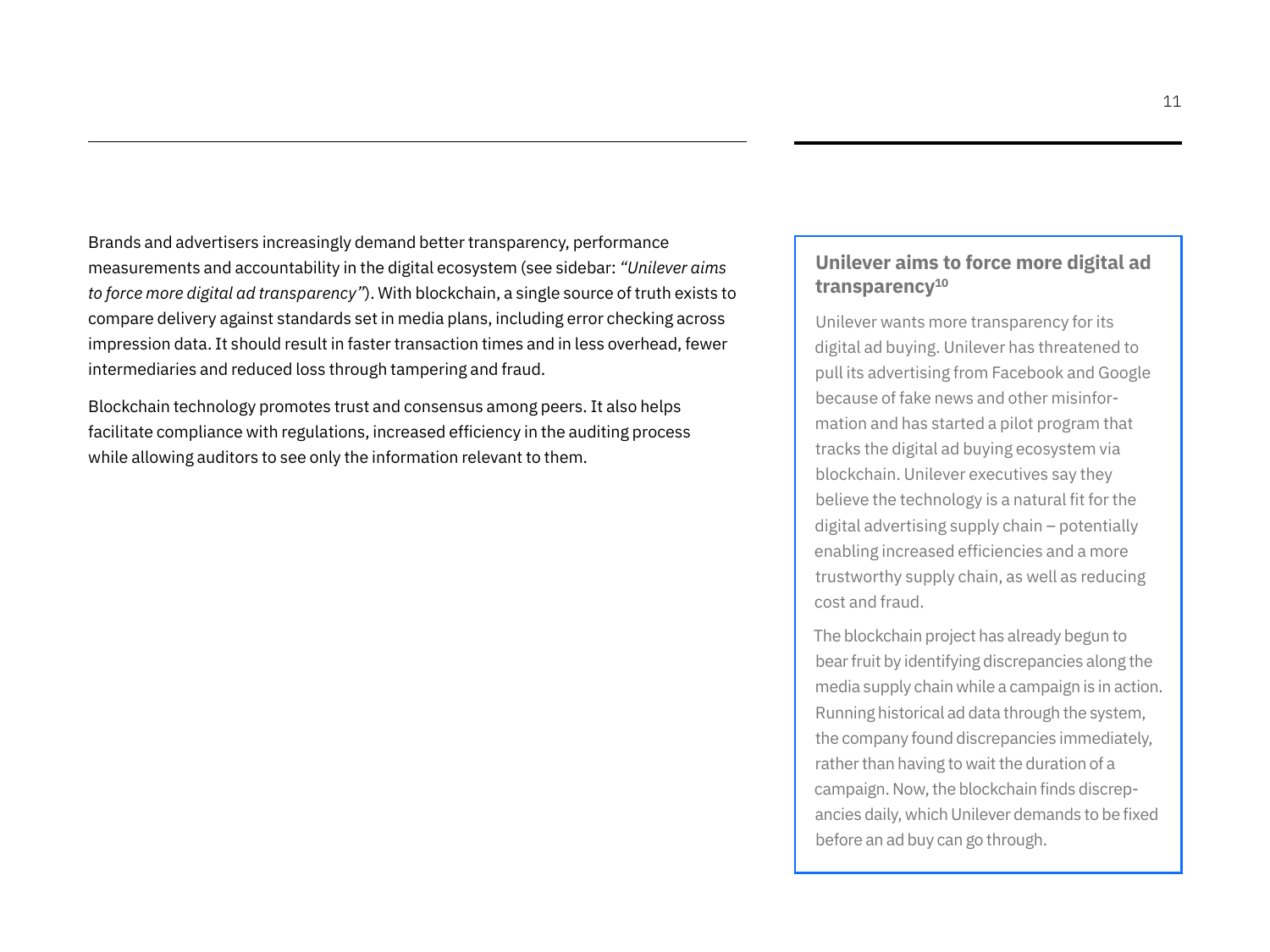Brands and advertisers increasingly demand better transparency, performance measurements and accountability in the digital ecosystem (see sidebar: *"Unilever aims to force more digital ad transparency"*). With blockchain, a single source of truth exists to compare delivery against standards set in media plans, including error checking across impression data. It should result in faster transaction times and in less overhead, fewer intermediaries and reduced loss through tampering and fraud.

Blockchain technology promotes trust and consensus among peers. It also helps facilitate compliance with regulations, increased efficiency in the auditing process while allowing auditors to see only the information relevant to them.

### Unilever aims to force more digital ad transparency[10]

Unilever wants more transparency for its digital ad buying. Unilever has threatened to pull its advertising from Facebook and Google because of fake news and other misinformation and has started a pilot program that tracks the digital ad buying ecosystem via blockchain. Unilever executives say they believe the technology is a natural fit for the digital advertising supply chain – potentially enabling increased efficiencies and a more trustworthy supply chain, as well as reducing cost and fraud.

The blockchain project has already begun to bear fruit by identifying discrepancies along the media supply chain while a campaign is in action. Running historical ad data through the system, the company found discrepancies immediately, rather than having to wait the duration of a campaign. Now, the blockchain finds discrepancies daily, which Unilever demands to be fixed before an ad buy can go through.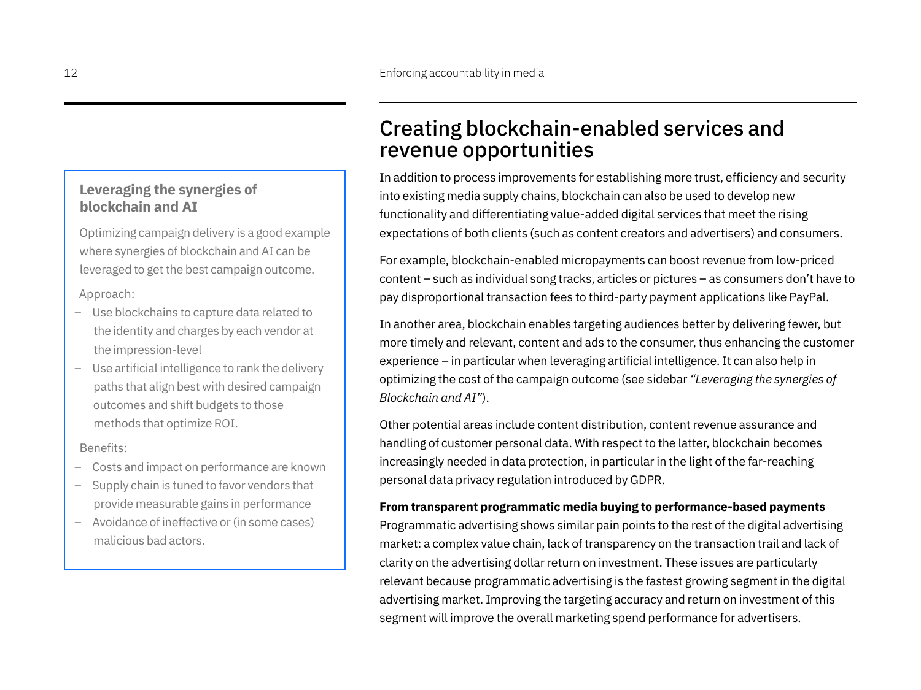## Creating blockchain-enabled services and revenue opportunities

In addition to process improvements for establishing more trust, efficiency and security into existing media supply chains, blockchain can also be used to develop new functionality and differentiating value-added digital services that meet the rising expectations of both clients (such as content creators and advertisers) and consumers.

For example, blockchain-enabled micropayments can boost revenue from low-priced content – such as individual song tracks, articles or pictures – as consumers don't have to pay disproportional transaction fees to third-party payment applications like PayPal.

In another area, blockchain enables targeting audiences better by delivering fewer, but more timely and relevant, content and ads to the consumer, thus enhancing the customer experience – in particular when leveraging artificial intelligence. It can also help in optimizing the cost of the campaign outcome (see sidebar *"Leveraging the synergies of Blockchain and AI"*).

Other potential areas include content distribution, content revenue assurance and handling of customer personal data. With respect to the latter, blockchain becomes increasingly needed in data protection, in particular in the light of the far-reaching personal data privacy regulation introduced by GDPR.

**From transparent programmatic media buying to performance-based payments**

Programmatic advertising shows similar pain points to the rest of the digital advertising market: a complex value chain, lack of transparency on the transaction trail and lack of clarity on the advertising dollar return on investment. These issues are particularly relevant because programmatic advertising is the fastest growing segment in the digital advertising market. Improving the targeting accuracy and return on investment of this segment will improve the overall marketing spend performance for advertisers.

### Leveraging the synergies of blockchain and AI

Optimizing campaign delivery is a good example where synergies of blockchain and AI can be leveraged to get the best campaign outcome.

Approach:

- Use blockchains to capture data related to the identity and charges by each vendor at the impression-level
- Use artificial intelligence to rank the delivery paths that align best with desired campaign outcomes and shift budgets to those methods that optimize ROI.

Benefits:

- Costs and impact on performance are known
- Supply chain is tuned to favor vendors that provide measurable gains in performance
- Avoidance of ineffective or (in some cases) malicious bad actors.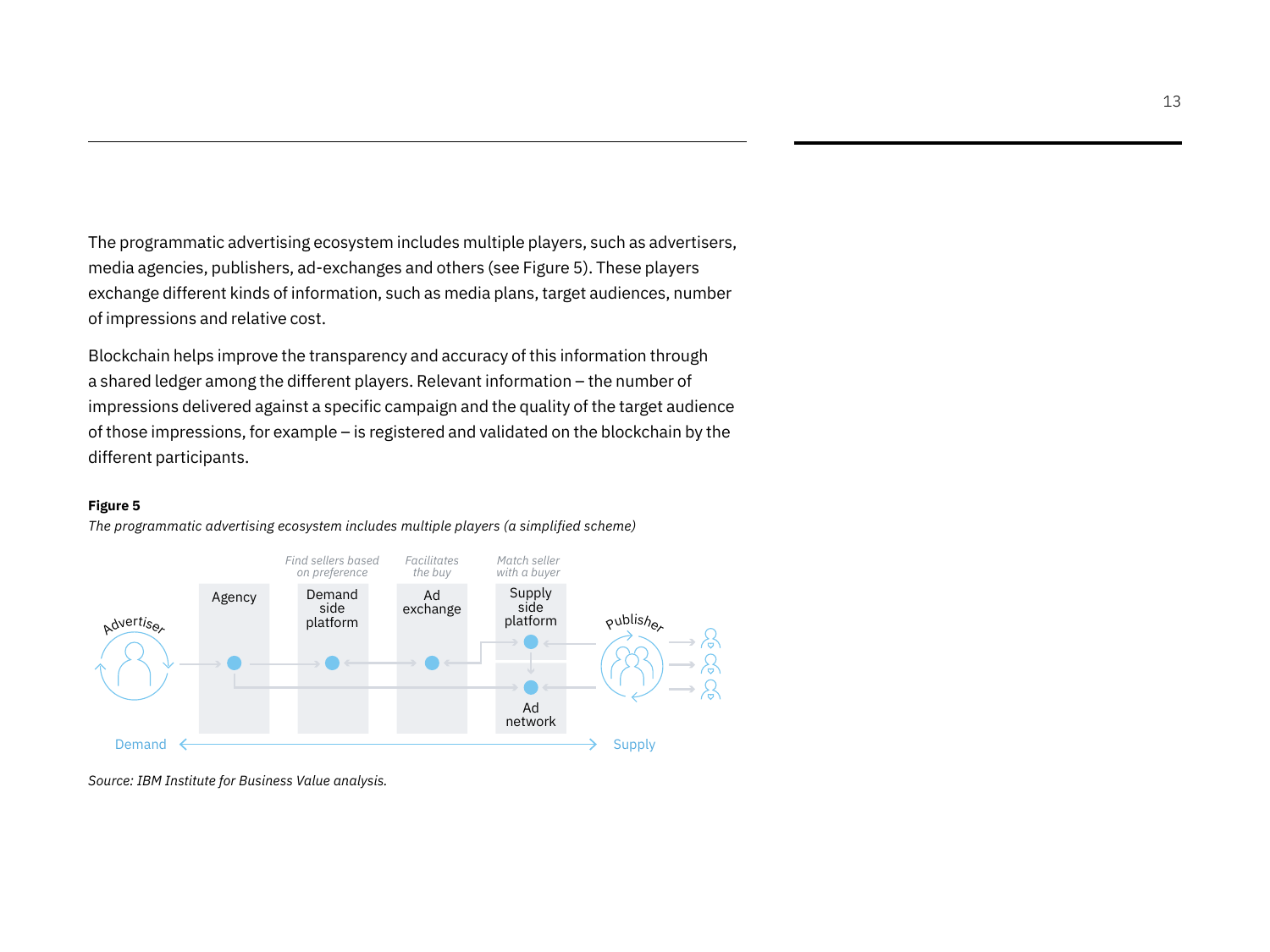The programmatic advertising ecosystem includes multiple players, such as advertisers, media agencies, publishers, ad-exchanges and others (see Figure 5). These players exchange different kinds of information, such as media plans, target audiences, number of impressions and relative cost.

Blockchain helps improve the transparency and accuracy of this information through a shared ledger among the different players. Relevant information – the number of impressions delivered against a specific campaign and the quality of the target audience of those impressions, for example – is registered and validated on the blockchain by the different participants.

**Figure 5**

*The programmatic advertising ecosystem includes multiple players (a simplified scheme)*

Advertiser — Agency — Demand side platform (*Find sellers based on preference*) — Ad exchange (*Facilitates the buy*) — Supply side platform (*Match seller with a buyer*) / Ad network — Publisher

Demand ⟷ Supply

*Source: IBM Institute for Business Value analysis.*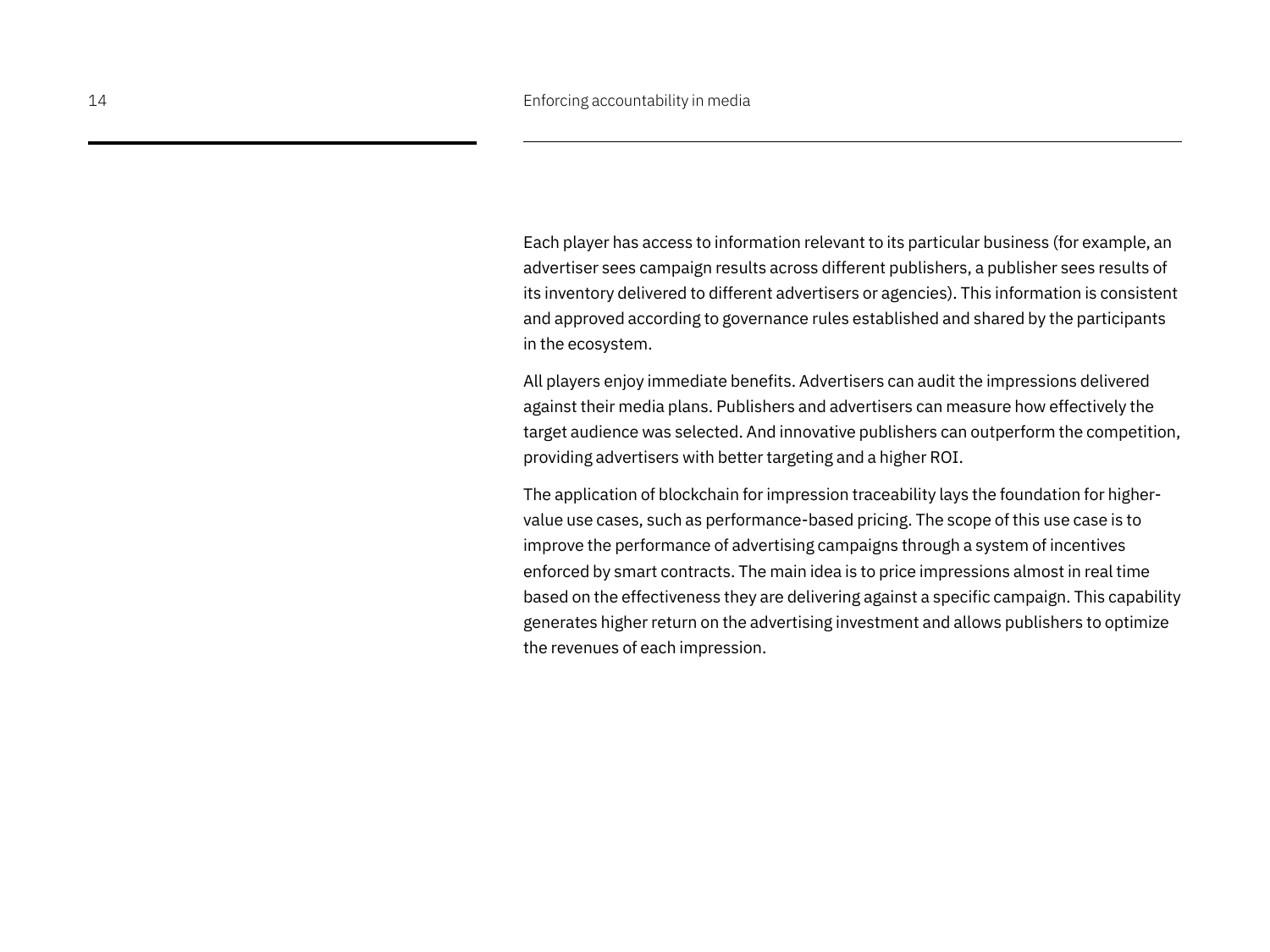Each player has access to information relevant to its particular business (for example, an advertiser sees campaign results across different publishers, a publisher sees results of its inventory delivered to different advertisers or agencies). This information is consistent and approved according to governance rules established and shared by the participants in the ecosystem.

All players enjoy immediate benefits. Advertisers can audit the impressions delivered against their media plans. Publishers and advertisers can measure how effectively the target audience was selected. And innovative publishers can outperform the competition, providing advertisers with better targeting and a higher ROI.

The application of blockchain for impression traceability lays the foundation for higher-value use cases, such as performance-based pricing. The scope of this use case is to improve the performance of advertising campaigns through a system of incentives enforced by smart contracts. The main idea is to price impressions almost in real time based on the effectiveness they are delivering against a specific campaign. This capability generates higher return on the advertising investment and allows publishers to optimize the revenues of each impression.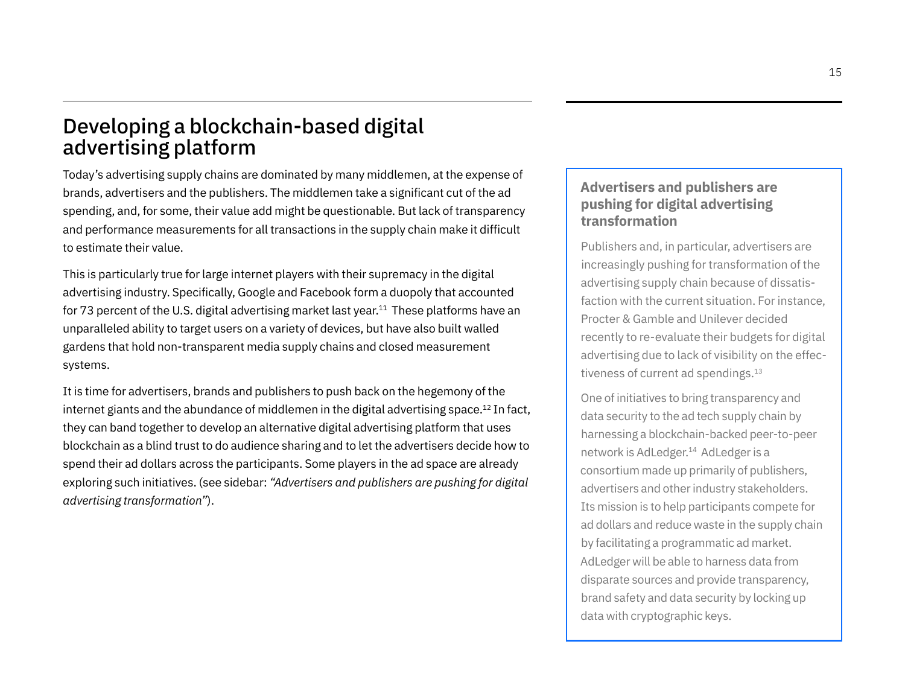## Developing a blockchain-based digital advertising platform

Today's advertising supply chains are dominated by many middlemen, at the expense of brands, advertisers and the publishers. The middlemen take a significant cut of the ad spending, and, for some, their value add might be questionable. But lack of transparency and performance measurements for all transactions in the supply chain make it difficult to estimate their value.

This is particularly true for large internet players with their supremacy in the digital advertising industry. Specifically, Google and Facebook form a duopoly that accounted for 73 percent of the U.S. digital advertising market last year.[11] These platforms have an unparalleled ability to target users on a variety of devices, but have also built walled gardens that hold non-transparent media supply chains and closed measurement systems.

It is time for advertisers, brands and publishers to push back on the hegemony of the internet giants and the abundance of middlemen in the digital advertising space.[12] In fact, they can band together to develop an alternative digital advertising platform that uses blockchain as a blind trust to do audience sharing and to let the advertisers decide how to spend their ad dollars across the participants. Some players in the ad space are already exploring such initiatives. (see sidebar: *"Advertisers and publishers are pushing for digital advertising transformation"*).

### Advertisers and publishers are pushing for digital advertising transformation

Publishers and, in particular, advertisers are increasingly pushing for transformation of the advertising supply chain because of dissatisfaction with the current situation. For instance, Procter & Gamble and Unilever decided recently to re-evaluate their budgets for digital advertising due to lack of visibility on the effectiveness of current ad spendings.[13]

One of initiatives to bring transparency and data security to the ad tech supply chain by harnessing a blockchain-backed peer-to-peer network is AdLedger.[14] AdLedger is a consortium made up primarily of publishers, advertisers and other industry stakeholders. Its mission is to help participants compete for ad dollars and reduce waste in the supply chain by facilitating a programmatic ad market. AdLedger will be able to harness data from disparate sources and provide transparency, brand safety and data security by locking up data with cryptographic keys.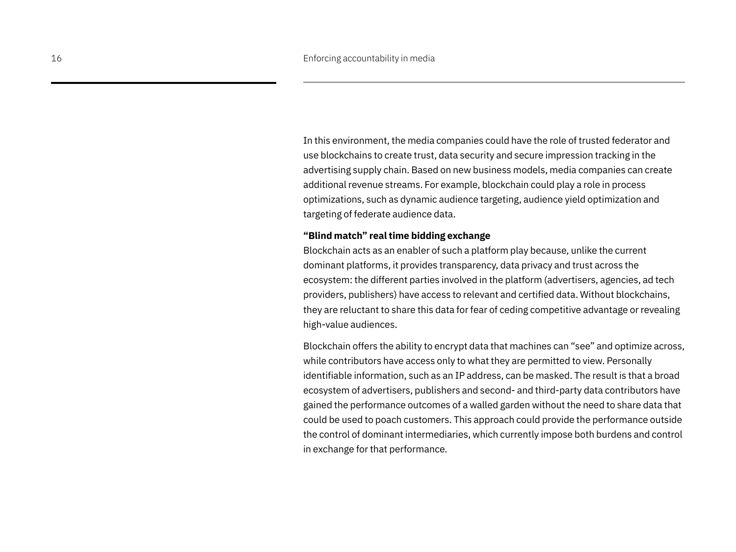In this environment, the media companies could have the role of trusted federator and use blockchains to create trust, data security and secure impression tracking in the advertising supply chain. Based on new business models, media companies can create additional revenue streams. For example, blockchain could play a role in process optimizations, such as dynamic audience targeting, audience yield optimization and targeting of federate audience data.

**"Blind match" real time bidding exchange**

Blockchain acts as an enabler of such a platform play because, unlike the current dominant platforms, it provides transparency, data privacy and trust across the ecosystem: the different parties involved in the platform (advertisers, agencies, ad tech providers, publishers) have access to relevant and certified data. Without blockchains, they are reluctant to share this data for fear of ceding competitive advantage or revealing high-value audiences.

Blockchain offers the ability to encrypt data that machines can "see" and optimize across, while contributors have access only to what they are permitted to view. Personally identifiable information, such as an IP address, can be masked. The result is that a broad ecosystem of advertisers, publishers and second- and third-party data contributors have gained the performance outcomes of a walled garden without the need to share data that could be used to poach customers. This approach could provide the performance outside the control of dominant intermediaries, which currently impose both burdens and control in exchange for that performance.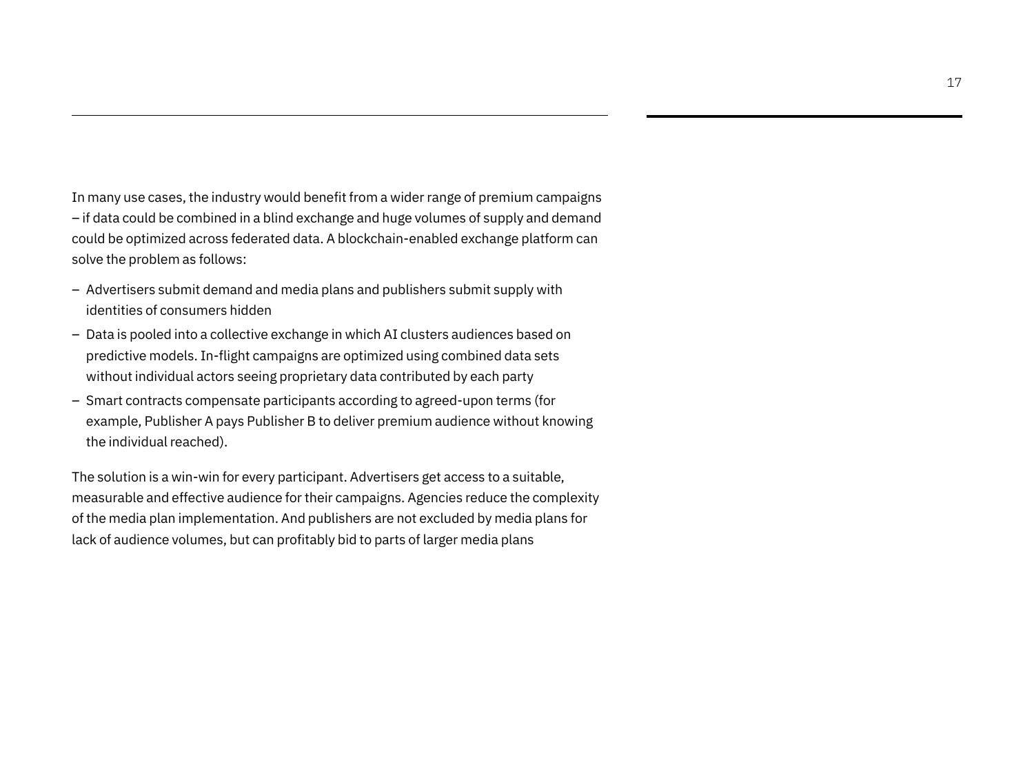In many use cases, the industry would benefit from a wider range of premium campaigns – if data could be combined in a blind exchange and huge volumes of supply and demand could be optimized across federated data. A blockchain-enabled exchange platform can solve the problem as follows:

- Advertisers submit demand and media plans and publishers submit supply with identities of consumers hidden
- Data is pooled into a collective exchange in which AI clusters audiences based on predictive models. In-flight campaigns are optimized using combined data sets without individual actors seeing proprietary data contributed by each party
- Smart contracts compensate participants according to agreed-upon terms (for example, Publisher A pays Publisher B to deliver premium audience without knowing the individual reached).

The solution is a win-win for every participant. Advertisers get access to a suitable, measurable and effective audience for their campaigns. Agencies reduce the complexity of the media plan implementation. And publishers are not excluded by media plans for lack of audience volumes, but can profitably bid to parts of larger media plans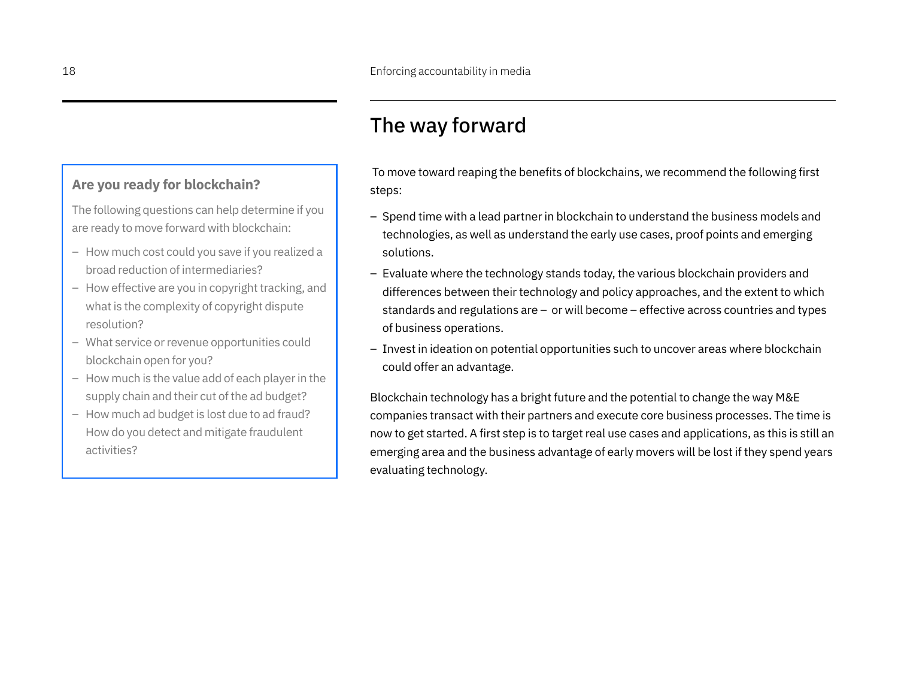## The way forward

To move toward reaping the benefits of blockchains, we recommend the following first steps:

- Spend time with a lead partner in blockchain to understand the business models and technologies, as well as understand the early use cases, proof points and emerging solutions.
- Evaluate where the technology stands today, the various blockchain providers and differences between their technology and policy approaches, and the extent to which standards and regulations are – or will become – effective across countries and types of business operations.
- Invest in ideation on potential opportunities such to uncover areas where blockchain could offer an advantage.

Blockchain technology has a bright future and the potential to change the way M&E companies transact with their partners and execute core business processes. The time is now to get started. A first step is to target real use cases and applications, as this is still an emerging area and the business advantage of early movers will be lost if they spend years evaluating technology.

### Are you ready for blockchain?

The following questions can help determine if you are ready to move forward with blockchain:

- How much cost could you save if you realized a broad reduction of intermediaries?
- How effective are you in copyright tracking, and what is the complexity of copyright dispute resolution?
- What service or revenue opportunities could blockchain open for you?
- How much is the value add of each player in the supply chain and their cut of the ad budget?
- How much ad budget is lost due to ad fraud? How do you detect and mitigate fraudulent activities?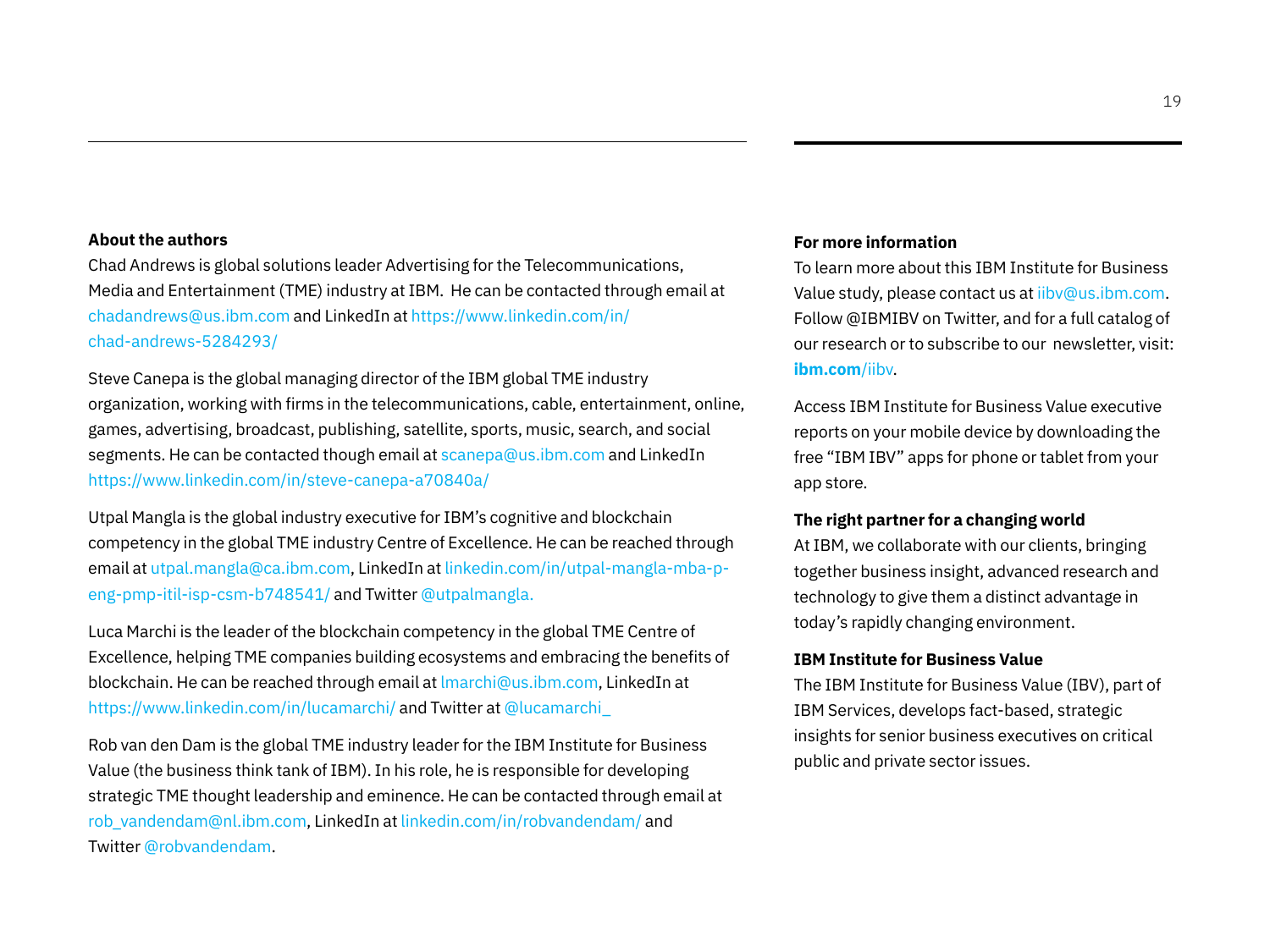**About the authors**

Chad Andrews is global solutions leader Advertising for the Telecommunications, Media and Entertainment (TME) industry at IBM. He can be contacted through email at chadandrews@us.ibm.com and LinkedIn at https://www.linkedin.com/in/chad-andrews-5284293/

Steve Canepa is the global managing director of the IBM global TME industry organization, working with firms in the telecommunications, cable, entertainment, online, games, advertising, broadcast, publishing, satellite, sports, music, search, and social segments. He can be contacted though email at scanepa@us.ibm.com and LinkedIn https://www.linkedin.com/in/steve-canepa-a70840a/

Utpal Mangla is the global industry executive for IBM's cognitive and blockchain competency in the global TME industry Centre of Excellence. He can be reached through email at utpal.mangla@ca.ibm.com, LinkedIn at linkedin.com/in/utpal-mangla-mba-p-eng-pmp-itil-isp-csm-b748541/ and Twitter @utpalmangla.

Luca Marchi is the leader of the blockchain competency in the global TME Centre of Excellence, helping TME companies building ecosystems and embracing the benefits of blockchain. He can be reached through email at lmarchi@us.ibm.com, LinkedIn at https://www.linkedin.com/in/lucamarchi/ and Twitter at @lucamarchi_

Rob van den Dam is the global TME industry leader for the IBM Institute for Business Value (the business think tank of IBM). In his role, he is responsible for developing strategic TME thought leadership and eminence. He can be contacted through email at rob_vandendam@nl.ibm.com, LinkedIn at linkedin.com/in/robvandendam/ and Twitter @robvandendam.

**For more information**

To learn more about this IBM Institute for Business Value study, please contact us at iibv@us.ibm.com. Follow @IBMIBV on Twitter, and for a full catalog of our research or to subscribe to our newsletter, visit: **ibm.com**/iibv.

Access IBM Institute for Business Value executive reports on your mobile device by downloading the free "IBM IBV" apps for phone or tablet from your app store.

**The right partner for a changing world**

At IBM, we collaborate with our clients, bringing together business insight, advanced research and technology to give them a distinct advantage in today's rapidly changing environment.

**IBM Institute for Business Value**

The IBM Institute for Business Value (IBV), part of IBM Services, develops fact-based, strategic insights for senior business executives on critical public and private sector issues.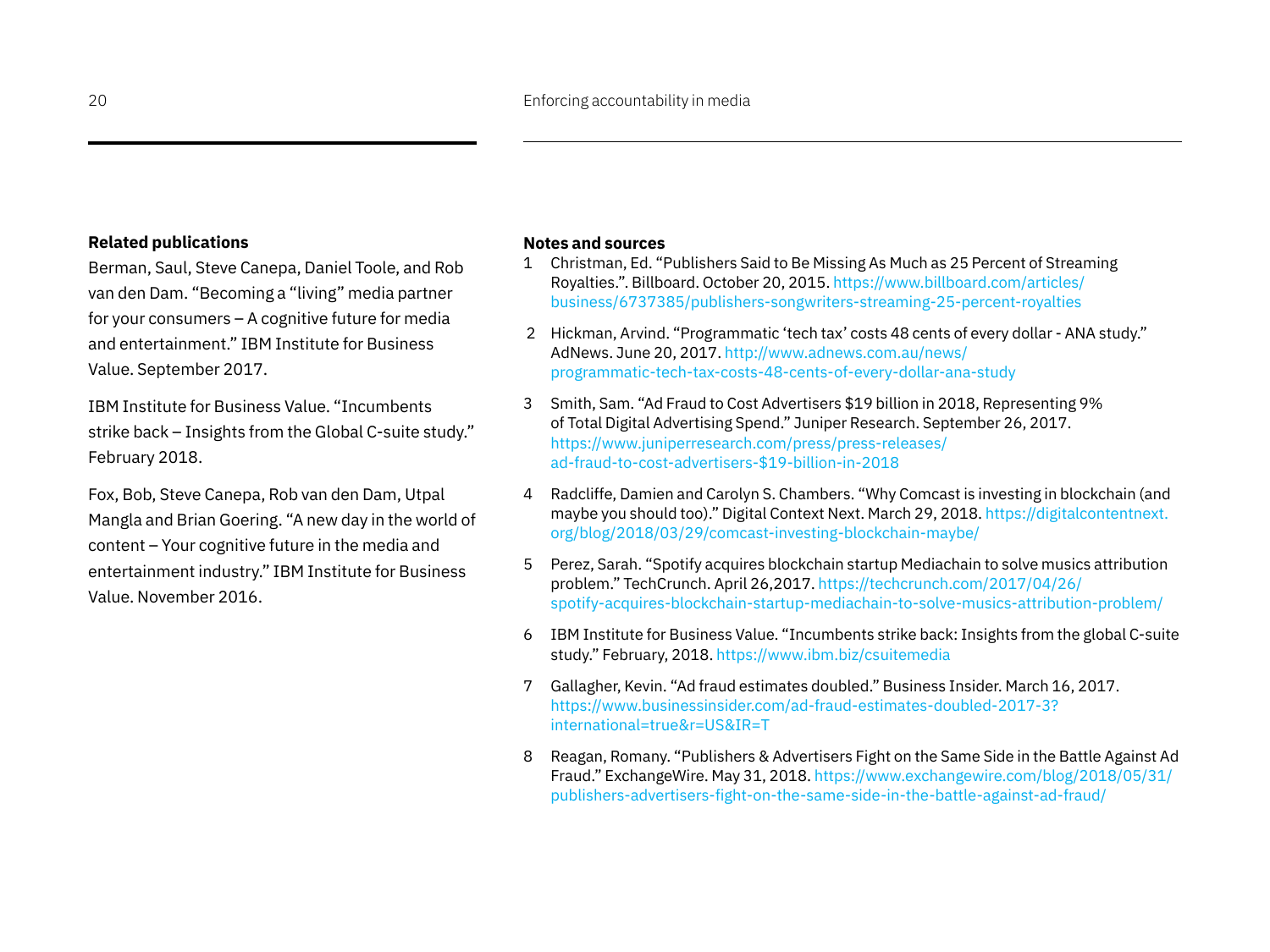## Related publications

Berman, Saul, Steve Canepa, Daniel Toole, and Rob van den Dam. "Becoming a "living" media partner for your consumers – A cognitive future for media and entertainment." IBM Institute for Business Value. September 2017.

IBM Institute for Business Value. "Incumbents strike back – Insights from the Global C-suite study." February 2018.

Fox, Bob, Steve Canepa, Rob van den Dam, Utpal Mangla and Brian Goering. "A new day in the world of content – Your cognitive future in the media and entertainment industry." IBM Institute for Business Value. November 2016.

## Notes and sources

1. Christman, Ed. "Publishers Said to Be Missing As Much as 25 Percent of Streaming Royalties.". Billboard. October 20, 2015. https://www.billboard.com/articles/business/6737385/publishers-songwriters-streaming-25-percent-royalties
2. Hickman, Arvind. "Programmatic 'tech tax' costs 48 cents of every dollar - ANA study." AdNews. June 20, 2017. http://www.adnews.com.au/news/programmatic-tech-tax-costs-48-cents-of-every-dollar-ana-study
3. Smith, Sam. "Ad Fraud to Cost Advertisers $19 billion in 2018, Representing 9% of Total Digital Advertising Spend." Juniper Research. September 26, 2017. https://www.juniperresearch.com/press/press-releases/ad-fraud-to-cost-advertisers-$19-billion-in-2018
4. Radcliffe, Damien and Carolyn S. Chambers. "Why Comcast is investing in blockchain (and maybe you should too)." Digital Context Next. March 29, 2018. https://digitalcontentnext.org/blog/2018/03/29/comcast-investing-blockchain-maybe/
5. Perez, Sarah. "Spotify acquires blockchain startup Mediachain to solve musics attribution problem." TechCrunch. April 26,2017. https://techcrunch.com/2017/04/26/spotify-acquires-blockchain-startup-mediachain-to-solve-musics-attribution-problem/
6. IBM Institute for Business Value. "Incumbents strike back: Insights from the global C-suite study." February, 2018. https://www.ibm.biz/csuitemedia
7. Gallagher, Kevin. "Ad fraud estimates doubled." Business Insider. March 16, 2017. https://www.businessinsider.com/ad-fraud-estimates-doubled-2017-3?international=true&r=US&IR=T
8. Reagan, Romany. "Publishers & Advertisers Fight on the Same Side in the Battle Against Ad Fraud." ExchangeWire. May 31, 2018. https://www.exchangewire.com/blog/2018/05/31/publishers-advertisers-fight-on-the-same-side-in-the-battle-against-ad-fraud/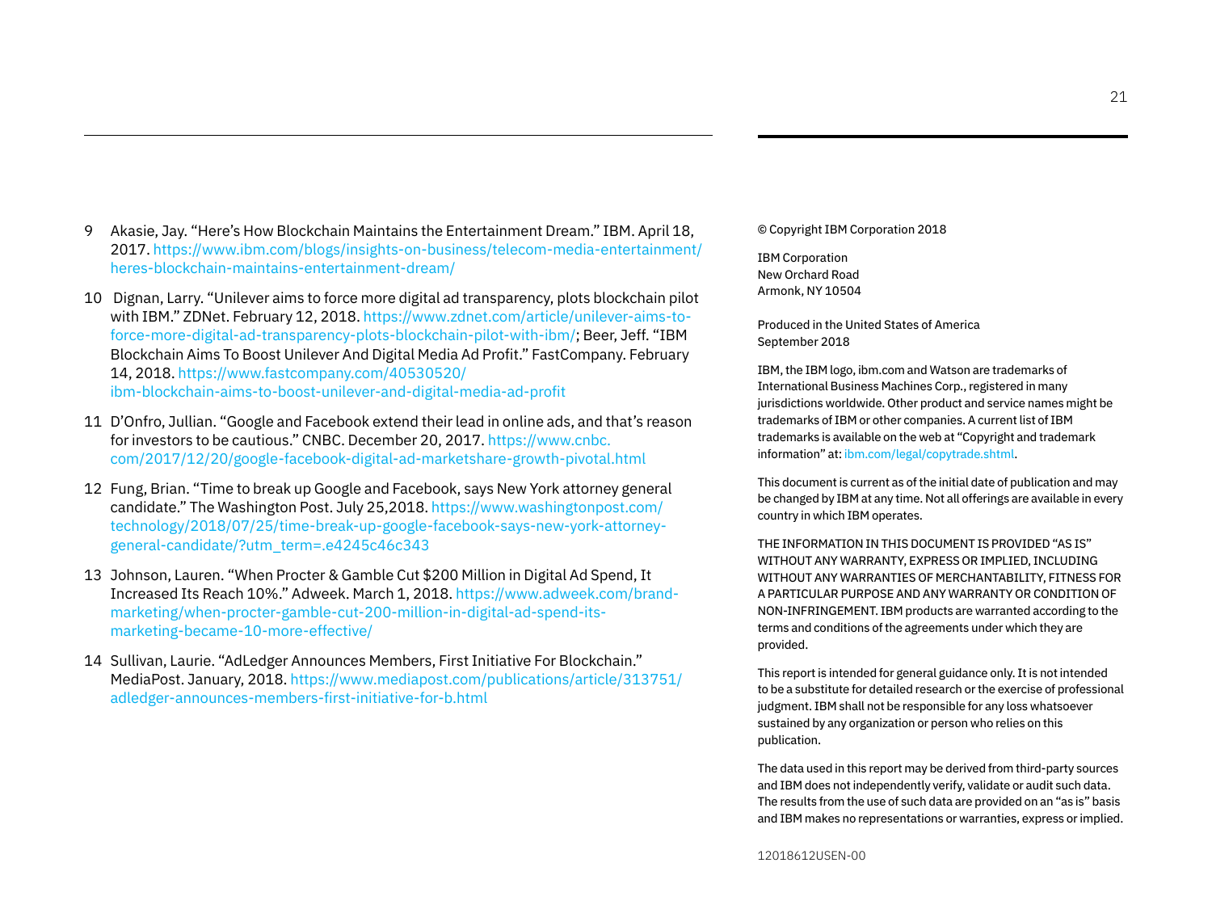9. Akasie, Jay. "Here's How Blockchain Maintains the Entertainment Dream." IBM. April 18, 2017. https://www.ibm.com/blogs/insights-on-business/telecom-media-entertainment/heres-blockchain-maintains-entertainment-dream/

10. Dignan, Larry. "Unilever aims to force more digital ad transparency, plots blockchain pilot with IBM." ZDNet. February 12, 2018. https://www.zdnet.com/article/unilever-aims-to-force-more-digital-ad-transparency-plots-blockchain-pilot-with-ibm/; Beer, Jeff. "IBM Blockchain Aims To Boost Unilever And Digital Media Ad Profit." FastCompany. February 14, 2018. https://www.fastcompany.com/40530520/ibm-blockchain-aims-to-boost-unilever-and-digital-media-ad-profit

11. D'Onfro, Jullian. "Google and Facebook extend their lead in online ads, and that's reason for investors to be cautious." CNBC. December 20, 2017. https://www.cnbc.com/2017/12/20/google-facebook-digital-ad-marketshare-growth-pivotal.html

12. Fung, Brian. "Time to break up Google and Facebook, says New York attorney general candidate." The Washington Post. July 25,2018. https://www.washingtonpost.com/technology/2018/07/25/time-break-up-google-facebook-says-new-york-attorney-general-candidate/?utm_term=.e4245c46c343

13. Johnson, Lauren. "When Procter & Gamble Cut $200 Million in Digital Ad Spend, It Increased Its Reach 10%." Adweek. March 1, 2018. https://www.adweek.com/brand-marketing/when-procter-gamble-cut-200-million-in-digital-ad-spend-its-marketing-became-10-more-effective/

14. Sullivan, Laurie. "AdLedger Announces Members, First Initiative For Blockchain." MediaPost. January, 2018. https://www.mediapost.com/publications/article/313751/adledger-announces-members-first-initiative-for-b.html

© Copyright IBM Corporation 2018

IBM Corporation
New Orchard Road
Armonk, NY 10504

Produced in the United States of America
September 2018

IBM, the IBM logo, ibm.com and Watson are trademarks of International Business Machines Corp., registered in many jurisdictions worldwide. Other product and service names might be trademarks of IBM or other companies. A current list of IBM trademarks is available on the web at "Copyright and trademark information" at: ibm.com/legal/copytrade.shtml.

This document is current as of the initial date of publication and may be changed by IBM at any time. Not all offerings are available in every country in which IBM operates.

THE INFORMATION IN THIS DOCUMENT IS PROVIDED "AS IS" WITHOUT ANY WARRANTY, EXPRESS OR IMPLIED, INCLUDING WITHOUT ANY WARRANTIES OF MERCHANTABILITY, FITNESS FOR A PARTICULAR PURPOSE AND ANY WARRANTY OR CONDITION OF NON-INFRINGEMENT. IBM products are warranted according to the terms and conditions of the agreements under which they are provided.

This report is intended for general guidance only. It is not intended to be a substitute for detailed research or the exercise of professional judgment. IBM shall not be responsible for any loss whatsoever sustained by any organization or person who relies on this publication.

The data used in this report may be derived from third-party sources and IBM does not independently verify, validate or audit such data. The results from the use of such data are provided on an "as is" basis and IBM makes no representations or warranties, express or implied.

12018612USEN-00